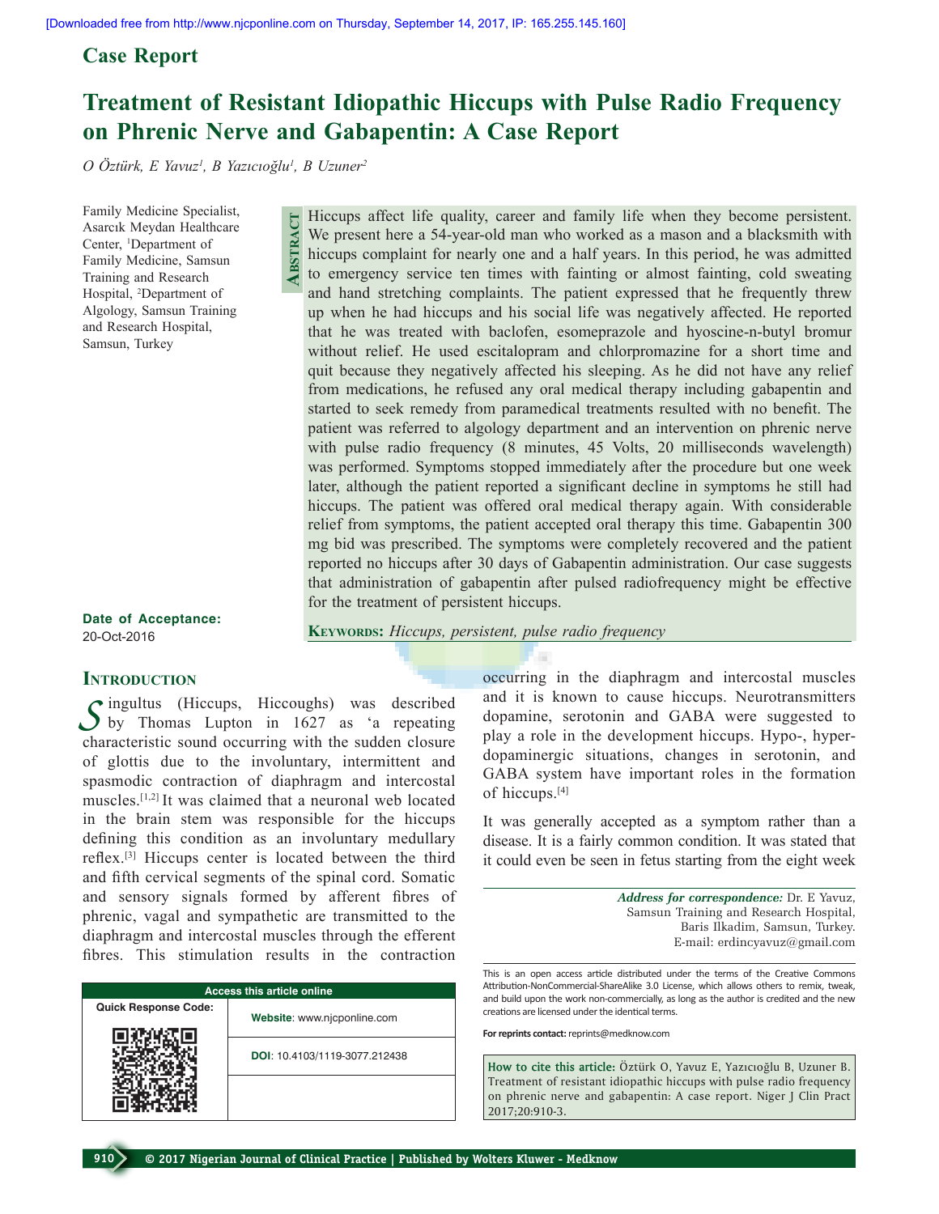Case Report

# Treatment of Resistant Idiopathic Hiccups with Pulse Radio Frequency on Phrenic Nerve and Gabapentin: A Case Report

*O Öztürk, E Yavuz[1], B Yazıcıoğlu[1], B Uzuner[2]*

Family Medicine Specialist, Asarcık Meydan Healthcare Center, [1]Department of Family Medicine, Samsun Training and Research Hospital, [2]Department of Algology, Samsun Training and Research Hospital, Samsun, Turkey

## Abstract

Hiccups affect life quality, career and family life when they become persistent. We present here a 54-year-old man who worked as a mason and a blacksmith with hiccups complaint for nearly one and a half years. In this period, he was admitted to emergency service ten times with fainting or almost fainting, cold sweating and hand stretching complaints. The patient expressed that he frequently threw up when he had hiccups and his social life was negatively affected. He reported that he was treated with baclofen, esomeprazole and hyoscine-n-butyl bromur without relief. He used escitalopram and chlorpromazine for a short time and quit because they negatively affected his sleeping. As he did not have any relief from medications, he refused any oral medical therapy including gabapentin and started to seek remedy from paramedical treatments resulted with no benefit. The patient was referred to algology department and an intervention on phrenic nerve with pulse radio frequency (8 minutes, 45 Volts, 20 milliseconds wavelength) was performed. Symptoms stopped immediately after the procedure but one week later, although the patient reported a significant decline in symptoms he still had hiccups. The patient was offered oral medical therapy again. With considerable relief from symptoms, the patient accepted oral therapy this time. Gabapentin 300 mg bid was prescribed. The symptoms were completely recovered and the patient reported no hiccups after 30 days of Gabapentin administration. Our case suggests that administration of gabapentin after pulsed radiofrequency might be effective for the treatment of persistent hiccups.

**Keywords:** *Hiccups, persistent, pulse radio frequency*

**Date of Acceptance:** 20-Oct-2016

## Introduction

Singultus (Hiccups, Hiccoughs) was described by Thomas Lupton in 1627 as 'a repeating characteristic sound occurring with the sudden closure of glottis due to the involuntary, intermittent and spasmodic contraction of diaphragm and intercostal muscles.[1,2] It was claimed that a neuronal web located in the brain stem was responsible for the hiccups defining this condition as an involuntary medullary reflex.[3] Hiccups center is located between the third and fifth cervical segments of the spinal cord. Somatic and sensory signals formed by afferent fibres of phrenic, vagal and sympathetic are transmitted to the diaphragm and intercostal muscles through the efferent fibres. This stimulation results in the contraction occurring in the diaphragm and intercostal muscles and it is known to cause hiccups. Neurotransmitters dopamine, serotonin and GABA were suggested to play a role in the development hiccups. Hypo-, hyper-dopaminergic situations, changes in serotonin, and GABA system have important roles in the formation of hiccups.[4]

It was generally accepted as a symptom rather than a disease. It is a fairly common condition. It was stated that it could even be seen in fetus starting from the eight week

**Access this article online**

Website: www.njcponline.com

DOI: 10.4103/1119-3077.212438

*Address for correspondence:* Dr. E Yavuz, Samsun Training and Research Hospital, Baris Ilkadim, Samsun, Turkey. E-mail: erdincyavuz@gmail.com

This is an open access article distributed under the terms of the Creative Commons Attribution-NonCommercial-ShareAlike 3.0 License, which allows others to remix, tweak, and build upon the work non-commercially, as long as the author is credited and the new creations are licensed under the identical terms.

**For reprints contact:** reprints@medknow.com

**How to cite this article:** Öztürk O, Yavuz E, Yazıcıoğlu B, Uzuner B. Treatment of resistant idiopathic hiccups with pulse radio frequency on phrenic nerve and gabapentin: A case report. Niger J Clin Pract 2017;20:910-3.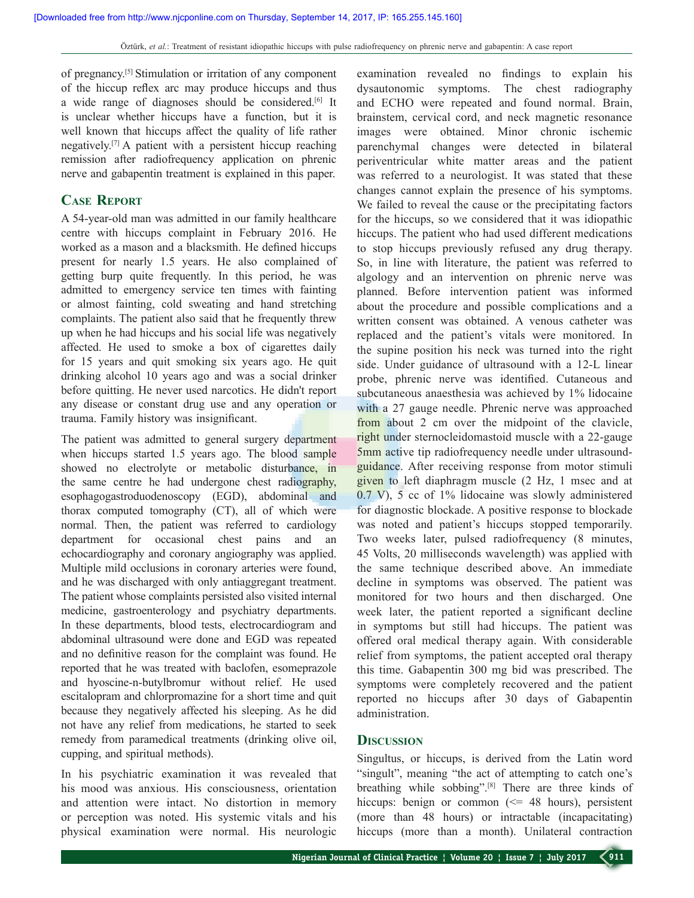of pregnancy.[5] Stimulation or irritation of any component of the hiccup reflex arc may produce hiccups and thus a wide range of diagnoses should be considered.[6] It is unclear whether hiccups have a function, but it is well known that hiccups affect the quality of life rather negatively.[7] A patient with a persistent hiccup reaching remission after radiofrequency application on phrenic nerve and gabapentin treatment is explained in this paper.

## Case Report

A 54-year-old man was admitted in our family healthcare centre with hiccups complaint in February 2016. He worked as a mason and a blacksmith. He defined hiccups present for nearly 1.5 years. He also complained of getting burp quite frequently. In this period, he was admitted to emergency service ten times with fainting or almost fainting, cold sweating and hand stretching complaints. The patient also said that he frequently threw up when he had hiccups and his social life was negatively affected. He used to smoke a box of cigarettes daily for 15 years and quit smoking six years ago. He quit drinking alcohol 10 years ago and was a social drinker before quitting. He never used narcotics. He didn't report any disease or constant drug use and any operation or trauma. Family history was insignificant.

The patient was admitted to general surgery department when hiccups started 1.5 years ago. The blood sample showed no electrolyte or metabolic disturbance, in the same centre he had undergone chest radiography, esophagogastroduodenoscopy (EGD), abdominal and thorax computed tomography (CT), all of which were normal. Then, the patient was referred to cardiology department for occasional chest pains and an echocardiography and coronary angiography was applied. Multiple mild occlusions in coronary arteries were found, and he was discharged with only antiaggregant treatment. The patient whose complaints persisted also visited internal medicine, gastroenterology and psychiatry departments. In these departments, blood tests, electrocardiogram and abdominal ultrasound were done and EGD was repeated and no definitive reason for the complaint was found. He reported that he was treated with baclofen, esomeprazole and hyoscine-n-butylbromur without relief. He used escitalopram and chlorpromazine for a short time and quit because they negatively affected his sleeping. As he did not have any relief from medications, he started to seek remedy from paramedical treatments (drinking olive oil, cupping, and spiritual methods).

In his psychiatric examination it was revealed that his mood was anxious. His consciousness, orientation and attention were intact. No distortion in memory or perception was noted. His systemic vitals and his physical examination were normal. His neurologic examination revealed no findings to explain his dysautonomic symptoms. The chest radiography and ECHO were repeated and found normal. Brain, brainstem, cervical cord, and neck magnetic resonance images were obtained. Minor chronic ischemic parenchymal changes were detected in bilateral periventricular white matter areas and the patient was referred to a neurologist. It was stated that these changes cannot explain the presence of his symptoms. We failed to reveal the cause or the precipitating factors for the hiccups, so we considered that it was idiopathic hiccups. The patient who had used different medications to stop hiccups previously refused any drug therapy. So, in line with literature, the patient was referred to algology and an intervention on phrenic nerve was planned. Before intervention patient was informed about the procedure and possible complications and a written consent was obtained. A venous catheter was replaced and the patient's vitals were monitored. In the supine position his neck was turned into the right side. Under guidance of ultrasound with a 12-L linear probe, phrenic nerve was identified. Cutaneous and subcutaneous anaesthesia was achieved by 1% lidocaine with a 27 gauge needle. Phrenic nerve was approached from about 2 cm over the midpoint of the clavicle, right under sternocleidomastoid muscle with a 22-gauge 5mm active tip radiofrequency needle under ultrasound-guidance. After receiving response from motor stimuli given to left diaphragm muscle (2 Hz, 1 msec and at 0.7 V), 5 cc of 1% lidocaine was slowly administered for diagnostic blockade. A positive response to blockade was noted and patient's hiccups stopped temporarily. Two weeks later, pulsed radiofrequency (8 minutes, 45 Volts, 20 milliseconds wavelength) was applied with the same technique described above. An immediate decline in symptoms was observed. The patient was monitored for two hours and then discharged. One week later, the patient reported a significant decline in symptoms but still had hiccups. The patient was offered oral medical therapy again. With considerable relief from symptoms, the patient accepted oral therapy this time. Gabapentin 300 mg bid was prescribed. The symptoms were completely recovered and the patient reported no hiccups after 30 days of Gabapentin administration.

## Discussion

Singultus, or hiccups, is derived from the Latin word "singult", meaning "the act of attempting to catch one's breathing while sobbing".[8] There are three kinds of hiccups: benign or common (<= 48 hours), persistent (more than 48 hours) or intractable (incapacitating) hiccups (more than a month). Unilateral contraction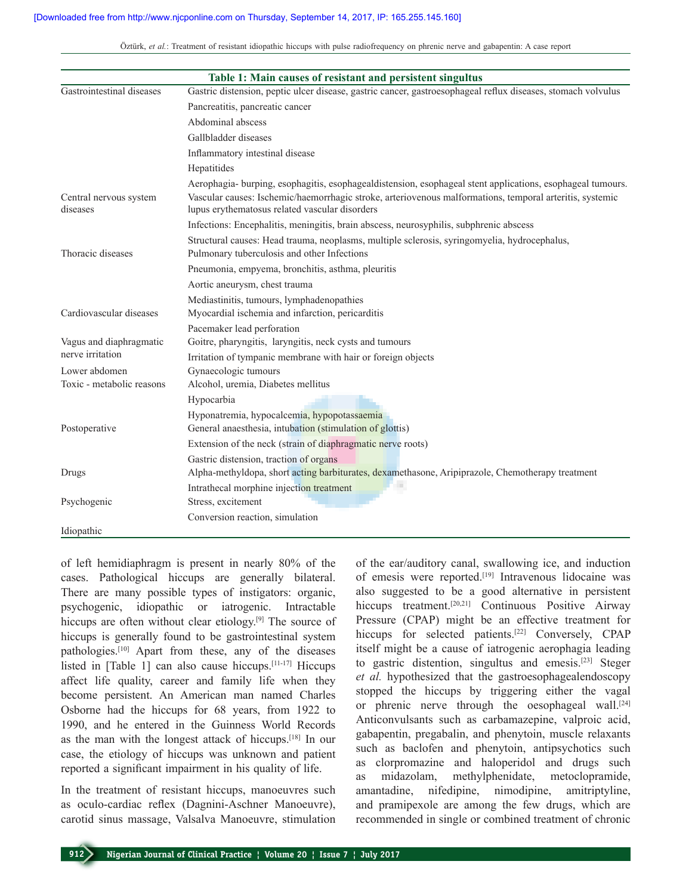**Table 1: Main causes of resistant and persistent singultus**

| | |
|---|---|
| Gastrointestinal diseases | Gastric distension, peptic ulcer disease, gastric cancer, gastroesophageal reflux diseases, stomach volvulus |
| | Pancreatitis, pancreatic cancer |
| | Abdominal abscess |
| | Gallbladder diseases |
| | Inflammatory intestinal disease |
| | Hepatitides |
| | Aerophagia- burping, esophagitis, esophagealdistension, esophageal stent applications, esophageal tumours. |
| Central nervous system diseases | Vascular causes: Ischemic/haemorrhagic stroke, arteriovenous malformations, temporal arteritis, systemic lupus erythematosus related vascular disorders |
| | Infections: Encephalitis, meningitis, brain abscess, neurosyphilis, subphrenic abscess |
| | Structural causes: Head trauma, neoplasms, multiple sclerosis, syringomyelia, hydrocephalus, |
| Thoracic diseases | Pulmonary tuberculosis and other Infections |
| | Pneumonia, empyema, bronchitis, asthma, pleuritis |
| | Aortic aneurysm, chest trauma |
| | Mediastinitis, tumours, lymphadenopathies |
| Cardiovascular diseases | Myocardial ischemia and infarction, pericarditis |
| | Pacemaker lead perforation |
| Vagus and diaphragmatic nerve irritation | Goitre, pharyngitis, laryngitis, neck cysts and tumours |
| | Irritation of tympanic membrane with hair or foreign objects |
| Lower abdomen | Gynaecologic tumours |
| Toxic - metabolic reasons | Alcohol, uremia, Diabetes mellitus |
| | Hypocarbia |
| | Hyponatremia, hypocalcemia, hypopotassaemia |
| Postoperative | General anaesthesia, intubation (stimulation of glottis) |
| | Extension of the neck (strain of diaphragmatic nerve roots) |
| | Gastric distension, traction of organs |
| Drugs | Alpha-methyldopa, short acting barbiturates, dexamethasone, Aripiprazole, Chemotherapy treatment |
| | Intrathecal morphine injection treatment |
| Psychogenic | Stress, excitement |
| | Conversion reaction, simulation |
| Idiopathic | |

of left hemidiaphragm is present in nearly 80% of the cases. Pathological hiccups are generally bilateral. There are many possible types of instigators: organic, psychogenic, idiopathic or iatrogenic. Intractable hiccups are often without clear etiology.[9] The source of hiccups is generally found to be gastrointestinal system pathologies.[10] Apart from these, any of the diseases listed in [Table 1] can also cause hiccups.[11-17] Hiccups affect life quality, career and family life when they become persistent. An American man named Charles Osborne had the hiccups for 68 years, from 1922 to 1990, and he entered in the Guinness World Records as the man with the longest attack of hiccups.[18] In our case, the etiology of hiccups was unknown and patient reported a significant impairment in his quality of life.

In the treatment of resistant hiccups, manoeuvres such as oculo-cardiac reflex (Dagnini-Aschner Manoeuvre), carotid sinus massage, Valsalva Manoeuvre, stimulation of the ear/auditory canal, swallowing ice, and induction of emesis were reported.[19] Intravenous lidocaine was also suggested to be a good alternative in persistent hiccups treatment.[20,21] Continuous Positive Airway Pressure (CPAP) might be an effective treatment for hiccups for selected patients.[22] Conversely, CPAP itself might be a cause of iatrogenic aerophagia leading to gastric distention, singultus and emesis.[23] Steger *et al.* hypothesized that the gastroesophagealendoscopy stopped the hiccups by triggering either the vagal or phrenic nerve through the oesophageal wall.[24] Anticonvulsants such as carbamazepine, valproic acid, gabapentin, pregabalin, and phenytoin, muscle relaxants such as baclofen and phenytoin, antipsychotics such as clorpromazine and haloperidol and drugs such as midazolam, methylphenidate, metoclopramide, amantadine, nifedipine, nimodipine, amitriptyline, and pramipexole are among the few drugs, which are recommended in single or combined treatment of chronic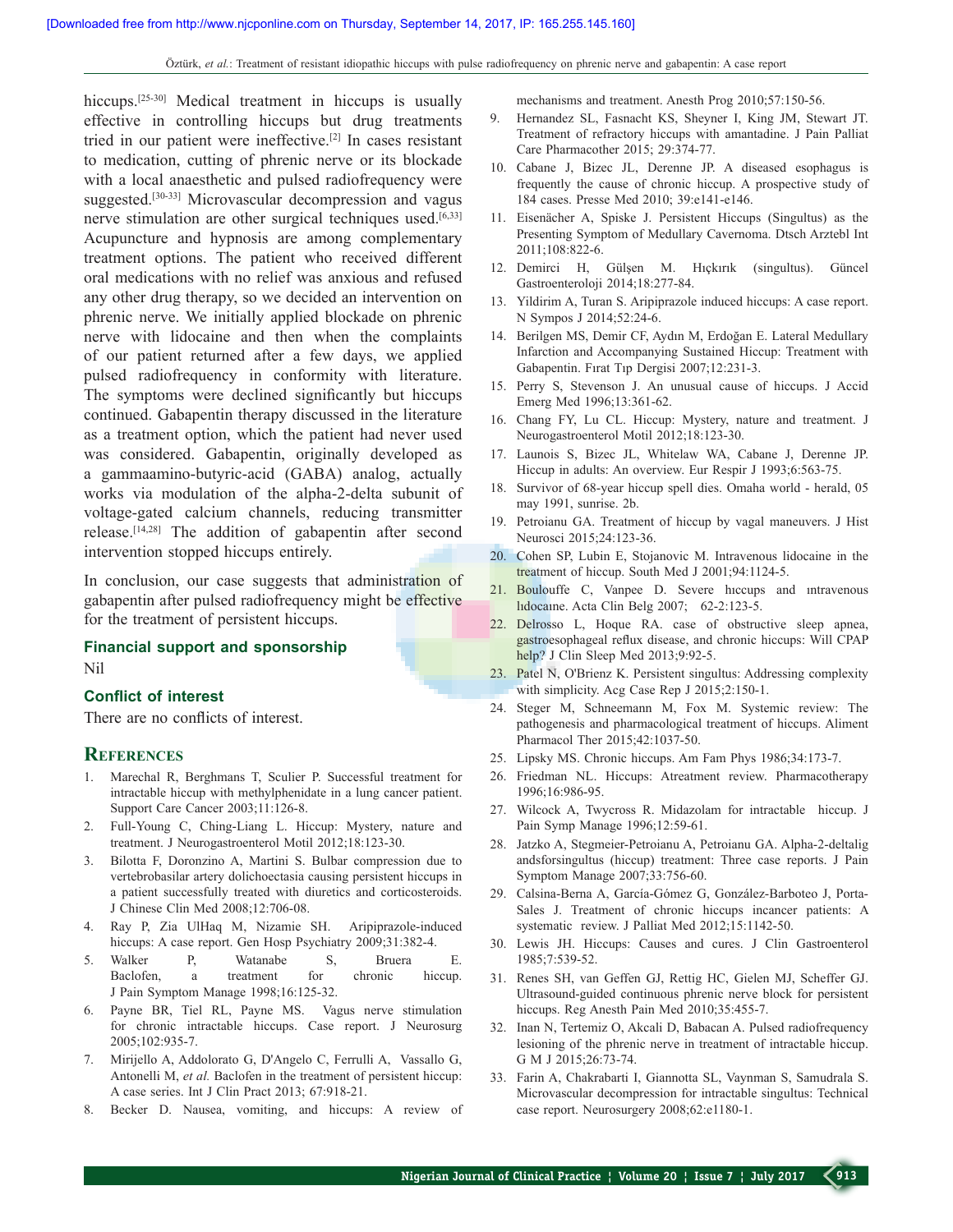hiccups.[25-30] Medical treatment in hiccups is usually effective in controlling hiccups but drug treatments tried in our patient were ineffective.[2] In cases resistant to medication, cutting of phrenic nerve or its blockade with a local anaesthetic and pulsed radiofrequency were suggested.[30-33] Microvascular decompression and vagus nerve stimulation are other surgical techniques used.[6,33] Acupuncture and hypnosis are among complementary treatment options. The patient who received different oral medications with no relief was anxious and refused any other drug therapy, so we decided an intervention on phrenic nerve. We initially applied blockade on phrenic nerve with lidocaine and then when the complaints of our patient returned after a few days, we applied pulsed radiofrequency in conformity with literature. The symptoms were declined significantly but hiccups continued. Gabapentin therapy discussed in the literature as a treatment option, which the patient had never used was considered. Gabapentin, originally developed as a gammaamino-butyric-acid (GABA) analog, actually works via modulation of the alpha-2-delta subunit of voltage-gated calcium channels, reducing transmitter release.[14,28] The addition of gabapentin after second intervention stopped hiccups entirely.

In conclusion, our case suggests that administration of gabapentin after pulsed radiofrequency might be effective for the treatment of persistent hiccups.

### Financial support and sponsorship

Nil

### Conflict of interest

There are no conflicts of interest.

## References

1. Marechal R, Berghmans T, Sculier P. Successful treatment for intractable hiccup with methylphenidate in a lung cancer patient. Support Care Cancer 2003;11:126-8.
2. Full-Young C, Ching-Liang L. Hiccup: Mystery, nature and treatment. J Neurogastroenterol Motil 2012;18:123-30.
3. Bilotta F, Doronzino A, Martini S. Bulbar compression due to vertebrobasilar artery dolichoectasia causing persistent hiccups in a patient successfully treated with diuretics and corticosteroids. J Chinese Clin Med 2008;12:706-08.
4. Ray P, Zia UlHaq M, Nizamie SH. Aripiprazole-induced hiccups: A case report. Gen Hosp Psychiatry 2009;31:382-4.
5. Walker P, Watanabe S, Bruera E. Baclofen, a treatment for chronic hiccup. J Pain Symptom Manage 1998;16:125-32.
6. Payne BR, Tiel RL, Payne MS. Vagus nerve stimulation for chronic intractable hiccups. Case report. J Neurosurg 2005;102:935-7.
7. Mirijello A, Addolorato G, D'Angelo C, Ferrulli A, Vassallo G, Antonelli M, *et al.* Baclofen in the treatment of persistent hiccup: A case series. Int J Clin Pract 2013; 67:918-21.
8. Becker D. Nausea, vomiting, and hiccups: A review of mechanisms and treatment. Anesth Prog 2010;57:150-56.
9. Hernandez SL, Fasnacht KS, Sheyner I, King JM, Stewart JT. Treatment of refractory hiccups with amantadine. J Pain Palliat Care Pharmacother 2015; 29:374-77.
10. Cabane J, Bizec JL, Derenne JP. A diseased esophagus is frequently the cause of chronic hiccup. A prospective study of 184 cases. Presse Med 2010; 39:e141-e146.
11. Eisenächer A, Spiske J. Persistent Hiccups (Singultus) as the Presenting Symptom of Medullary Cavernoma. Dtsch Arztebl Int 2011;108:822-6.
12. Demirci H, Gülşen M. Hıçkırık (singultus). Güncel Gastroenteroloji 2014;18:277-84.
13. Yildirim A, Turan S. Aripiprazole induced hiccups: A case report. N Sympos J 2014;52:24-6.
14. Berilgen MS, Demir CF, Aydın M, Erdoğan E. Lateral Medullary Infarction and Accompanying Sustained Hiccup: Treatment with Gabapentin. Fırat Tıp Dergisi 2007;12:231-3.
15. Perry S, Stevenson J. An unusual cause of hiccups. J Accid Emerg Med 1996;13:361-62.
16. Chang FY, Lu CL. Hiccup: Mystery, nature and treatment. J Neurogastroenterol Motil 2012;18:123-30.
17. Launois S, Bizec JL, Whitelaw WA, Cabane J, Derenne JP. Hiccup in adults: An overview. Eur Respir J 1993;6:563-75.
18. Survivor of 68-year hiccup spell dies. Omaha world - herald, 05 may 1991, sunrise. 2b.
19. Petroianu GA. Treatment of hiccup by vagal maneuvers. J Hist Neurosci 2015;24:123-36.
20. Cohen SP, Lubin E, Stojanovic M. Intravenous lidocaine in the treatment of hiccup. South Med J 2001;94:1124-5.
21. Boulouffe C, Vanpee D. Severe hıccups and ıntravenous lıdocaıne. Acta Clin Belg 2007; 62-2:123-5.
22. Delrosso L, Hoque RA. case of obstructive sleep apnea, gastroesophageal reflux disease, and chronic hiccups: Will CPAP help? J Clin Sleep Med 2013;9:92-5.
23. Patel N, O'Brienz K. Persistent singultus: Addressing complexity with simplicity. Acg Case Rep J 2015;2:150-1.
24. Steger M, Schneemann M, Fox M. Systemic review: The pathogenesis and pharmacological treatment of hiccups. Aliment Pharmacol Ther 2015;42:1037-50.
25. Lipsky MS. Chronic hiccups. Am Fam Phys 1986;34:173-7.
26. Friedman NL. Hiccups: Atreatment review. Pharmacotherapy 1996;16:986-95.
27. Wilcock A, Twycross R. Midazolam for intractable hiccup. J Pain Symp Manage 1996;12:59-61.
28. Jatzko A, Stegmeier-Petroianu A, Petroianu GA. Alpha-2-deltalig andsforsingultus (hiccup) treatment: Three case reports. J Pain Symptom Manage 2007;33:756-60.
29. Calsina-Berna A, García-Gómez G, González-Barboteo J, Porta-Sales J. Treatment of chronic hiccups incancer patients: A systematic review. J Palliat Med 2012;15:1142-50.
30. Lewis JH. Hiccups: Causes and cures. J Clin Gastroenterol 1985;7:539-52.
31. Renes SH, van Geffen GJ, Rettig HC, Gielen MJ, Scheffer GJ. Ultrasound-guided continuous phrenic nerve block for persistent hiccups. Reg Anesth Pain Med 2010;35:455-7.
32. Inan N, Tertemiz O, Akcali D, Babacan A. Pulsed radiofrequency lesioning of the phrenic nerve in treatment of intractable hiccup. G M J 2015;26:73-74.
33. Farin A, Chakrabarti I, Giannotta SL, Vaynman S, Samudrala S. Microvascular decompression for intractable singultus: Technical case report. Neurosurgery 2008;62:e1180-1.